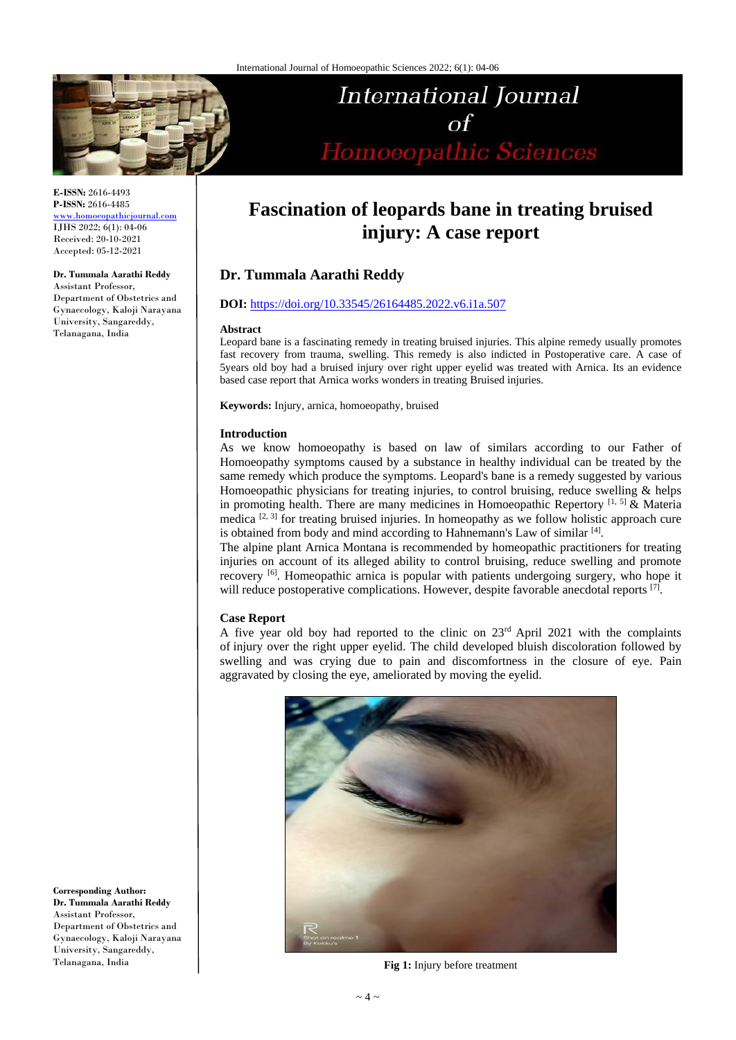# Fascination of leopards bane in treating bruised injury: A case report

**E-ISSN:** 2616-4493
**P-ISSN:** 2616-4485
www.homoeopathicjournal.com
IJHS 2022; 6(1): 04-06
Received: 20-10-2021
Accepted: 05-12-2021

**Dr. Tummala Aarathi Reddy**
Assistant Professor, Department of Obstetrics and Gynaecology, Kaloji Narayana University, Sangareddy, Telanagana, India

**Corresponding Author:**
**Dr. Tummala Aarathi Reddy**
Assistant Professor, Department of Obstetrics and Gynaecology, Kaloji Narayana University, Sangareddy, Telanagana, India

## Dr. Tummala Aarathi Reddy

**DOI:** https://doi.org/10.33545/26164485.2022.v6.i1a.507

### Abstract

Leopard bane is a fascinating remedy in treating bruised injuries. This alpine remedy usually promotes fast recovery from trauma, swelling. This remedy is also indicted in Postoperative care. A case of 5years old boy had a bruised injury over right upper eyelid was treated with Arnica. Its an evidence based case report that Arnica works wonders in treating Bruised injuries.

**Keywords:** Injury, arnica, homoeopathy, bruised

### Introduction

As we know homoeopathy is based on law of similars according to our Father of Homoeopathy symptoms caused by a substance in healthy individual can be treated by the same remedy which produce the symptoms. Leopard's bane is a remedy suggested by various Homoeopathic physicians for treating injuries, to control bruising, reduce swelling & helps in promoting health. There are many medicines in Homoeopathic Repertory [1, 5] & Materia medica [2, 3] for treating bruised injuries. In homeopathy as we follow holistic approach cure is obtained from body and mind according to Hahnemann's Law of similar [4].

The alpine plant Arnica Montana is recommended by homeopathic practitioners for treating injuries on account of its alleged ability to control bruising, reduce swelling and promote recovery [6]. Homeopathic arnica is popular with patients undergoing surgery, who hope it will reduce postoperative complications. However, despite favorable anecdotal reports [7].

### Case Report

A five year old boy had reported to the clinic on 23rd April 2021 with the complaints of injury over the right upper eyelid. The child developed bluish discoloration followed by swelling and was crying due to pain and discomfortness in the closure of eye. Pain aggravated by closing the eye, ameliorated by moving the eyelid.

**Fig 1:** Injury before treatment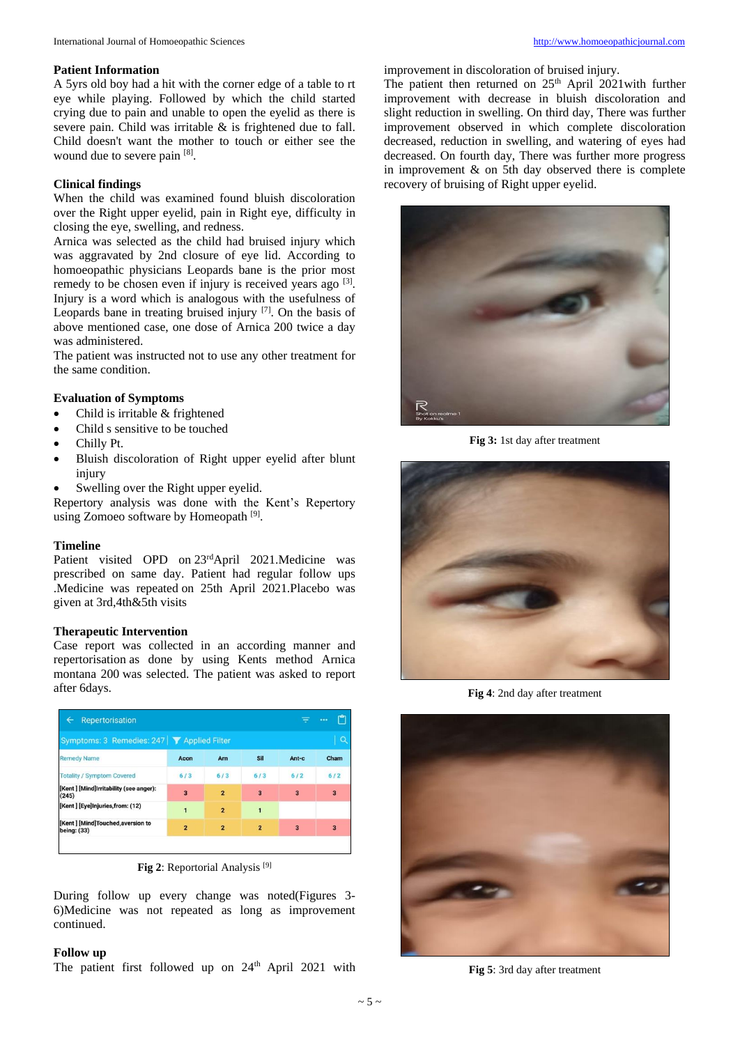## Patient Information

A 5yrs old boy had a hit with the corner edge of a table to rt eye while playing. Followed by which the child started crying due to pain and unable to open the eyelid as there is severe pain. Child was irritable & is frightened due to fall. Child doesn't want the mother to touch or either see the wound due to severe pain [8].

## Clinical findings

When the child was examined found bluish discoloration over the Right upper eyelid, pain in Right eye, difficulty in closing the eye, swelling, and redness.

Arnica was selected as the child had bruised injury which was aggravated by 2nd closure of eye lid. According to homoeopathic physicians Leopards bane is the prior most remedy to be chosen even if injury is received years ago [3]. Injury is a word which is analogous with the usefulness of Leopards bane in treating bruised injury [7]. On the basis of above mentioned case, one dose of Arnica 200 twice a day was administered.

The patient was instructed not to use any other treatment for the same condition.

## Evaluation of Symptoms

- Child is irritable & frightened
- Child s sensitive to be touched
- Chilly Pt.
- Bluish discoloration of Right upper eyelid after blunt injury
- Swelling over the Right upper eyelid.

Repertory analysis was done with the Kent's Repertory using Zomoeo software by Homeopath [9].

## Timeline

Patient visited OPD on 23rdApril 2021.Medicine was prescribed on same day. Patient had regular follow ups .Medicine was repeated on 25th April 2021.Placebo was given at 3rd,4th&5th visits

## Therapeutic Intervention

Case report was collected in an according manner and repertorisation as done by using Kents method Arnica montana 200 was selected. The patient was asked to report after 6days.

Repertorisation

Symptoms: 3 Remedies: 247 | Applied Filter

| Remedy Name | Acon | Arn | Sil | Ant-c | Cham |
|---|---|---|---|---|---|
| Totality / Symptom Covered | 6 / 3 | 6 / 3 | 6 / 3 | 6 / 2 | 6 / 2 |
| [Kent ] [Mind]Irritability (see anger): (245) | 3 | 2 | 3 | 3 | 3 |
| [Kent ] [Eye]Injuries,from: (12) | 1 | 2 | 1 | | |
| [Kent ] [Mind]Touched,aversion to being: (33) | 2 | 2 | 2 | 3 | 3 |

**Fig 2**: Reportorial Analysis [9]

During follow up every change was noted(Figures 3-6)Medicine was not repeated as long as improvement continued.

## Follow up

The patient first followed up on 24th April 2021 with improvement in discoloration of bruised injury.

The patient then returned on 25th April 2021with further improvement with decrease in bluish discoloration and slight reduction in swelling. On third day, There was further improvement observed in which complete discoloration decreased, reduction in swelling, and watering of eyes had decreased. On fourth day, There was further more progress in improvement & on 5th day observed there is complete recovery of bruising of Right upper eyelid.

**Fig 3:** 1st day after treatment

**Fig 4**: 2nd day after treatment

**Fig 5**: 3rd day after treatment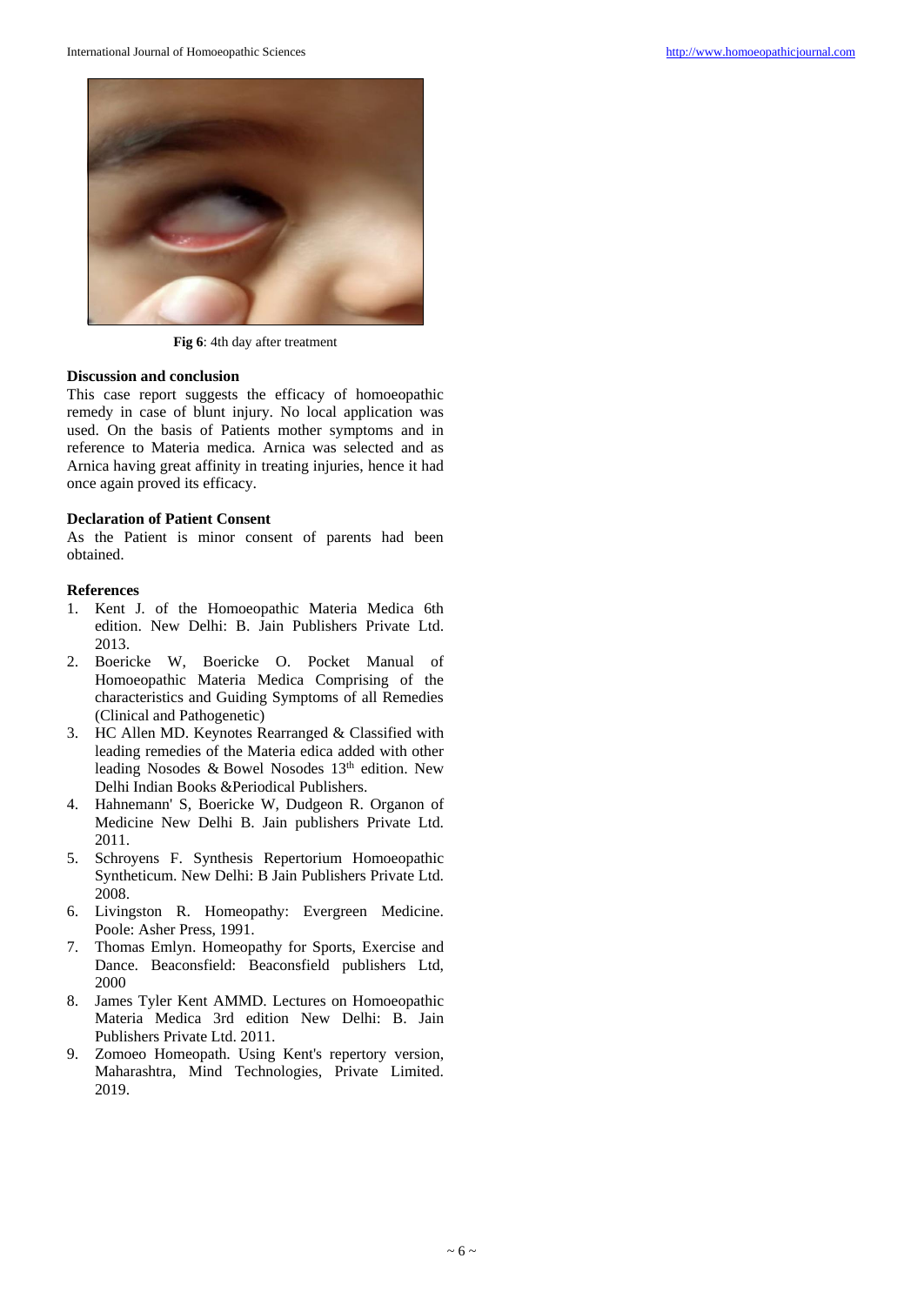Fig 6: 4th day after treatment

## Discussion and conclusion

This case report suggests the efficacy of homoeopathic remedy in case of blunt injury. No local application was used. On the basis of Patients mother symptoms and in reference to Materia medica. Arnica was selected and as Arnica having great affinity in treating injuries, hence it had once again proved its efficacy.

## Declaration of Patient Consent

As the Patient is minor consent of parents had been obtained.

## References

1. Kent J. of the Homoeopathic Materia Medica 6th edition. New Delhi: B. Jain Publishers Private Ltd. 2013.
2. Boericke W, Boericke O. Pocket Manual of Homoeopathic Materia Medica Comprising of the characteristics and Guiding Symptoms of all Remedies (Clinical and Pathogenetic)
3. HC Allen MD. Keynotes Rearranged & Classified with leading remedies of the Materia edica added with other leading Nosodes & Bowel Nosodes 13th edition. New Delhi Indian Books &Periodical Publishers.
4. Hahnemann' S, Boericke W, Dudgeon R. Organon of Medicine New Delhi B. Jain publishers Private Ltd. 2011.
5. Schroyens F. Synthesis Repertorium Homoeopathic Syntheticum. New Delhi: B Jain Publishers Private Ltd. 2008.
6. Livingston R. Homeopathy: Evergreen Medicine. Poole: Asher Press, 1991.
7. Thomas Emlyn. Homeopathy for Sports, Exercise and Dance. Beaconsfield: Beaconsfield publishers Ltd, 2000
8. James Tyler Kent AMMD. Lectures on Homoeopathic Materia Medica 3rd edition New Delhi: B. Jain Publishers Private Ltd. 2011.
9. Zomoeo Homeopath. Using Kent's repertory version, Maharashtra, Mind Technologies, Private Limited. 2019.